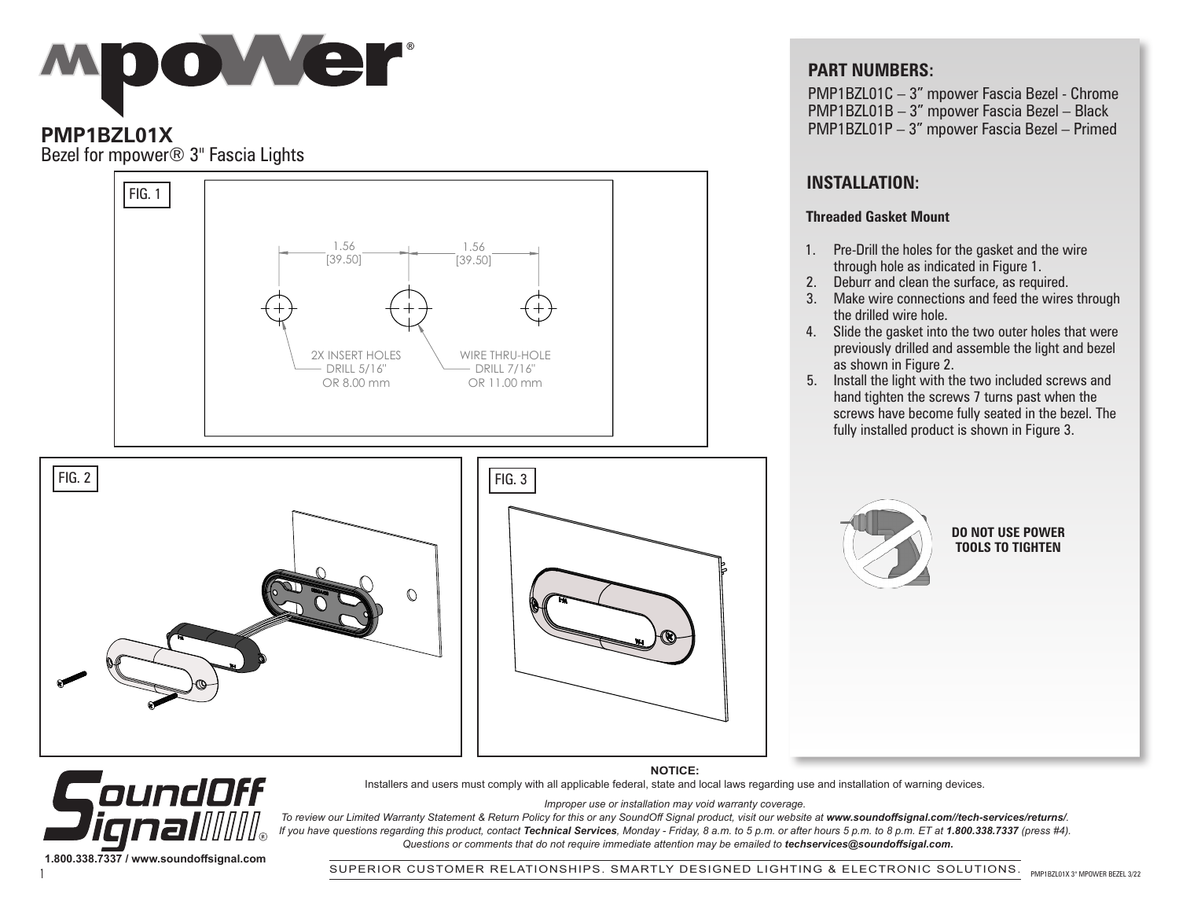# mpower®

## PMP1BZL01X

Bezel for mpower® 3" Fascia Lights

FIG. 1

1.56 [39.50] 1.56 [39.50]

2X INSERT HOLES DRILL 5/16" OR 8.00 mm

WIRE THRU-HOLE DRILL 7/16" OR 11.00 mm

FIG. 2

FIG. 3

## PART NUMBERS:

PMP1BZL01C – 3" mpower Fascia Bezel - Chrome
PMP1BZL01B – 3" mpower Fascia Bezel – Black
PMP1BZL01P – 3" mpower Fascia Bezel – Primed

## INSTALLATION:

### Threaded Gasket Mount

1. Pre-Drill the holes for the gasket and the wire through hole as indicated in Figure 1.
2. Deburr and clean the surface, as required.
3. Make wire connections and feed the wires through the drilled wire hole.
4. Slide the gasket into the two outer holes that were previously drilled and assemble the light and bezel as shown in Figure 2.
5. Install the light with the two included screws and hand tighten the screws 7 turns past when the screws have become fully seated in the bezel. The fully installed product is shown in Figure 3.

**DO NOT USE POWER TOOLS TO TIGHTEN**

SoundOff Signal®

1.800.338.7337 / www.soundoffsignal.com

**NOTICE:**

Installers and users must comply with all applicable federal, state and local laws regarding use and installation of warning devices.

*Improper use or installation may void warranty coverage.*

*To review our Limited Warranty Statement & Return Policy for this or any SoundOff Signal product, visit our website at **www.soundoffsignal.com//tech-services/returns/**. If you have questions regarding this product, contact **Technical Services**, Monday - Friday, 8 a.m. to 5 p.m. or after hours 5 p.m. to 8 p.m. ET at **1.800.338.7337** (press #4). Questions or comments that do not require immediate attention may be emailed to **techservices@soundoffsigal.com**.*

SUPERIOR CUSTOMER RELATIONSHIPS. SMARTLY DESIGNED LIGHTING & ELECTRONIC SOLUTIONS.

PMP1BZL01X 3" MPOWER BEZEL 3/22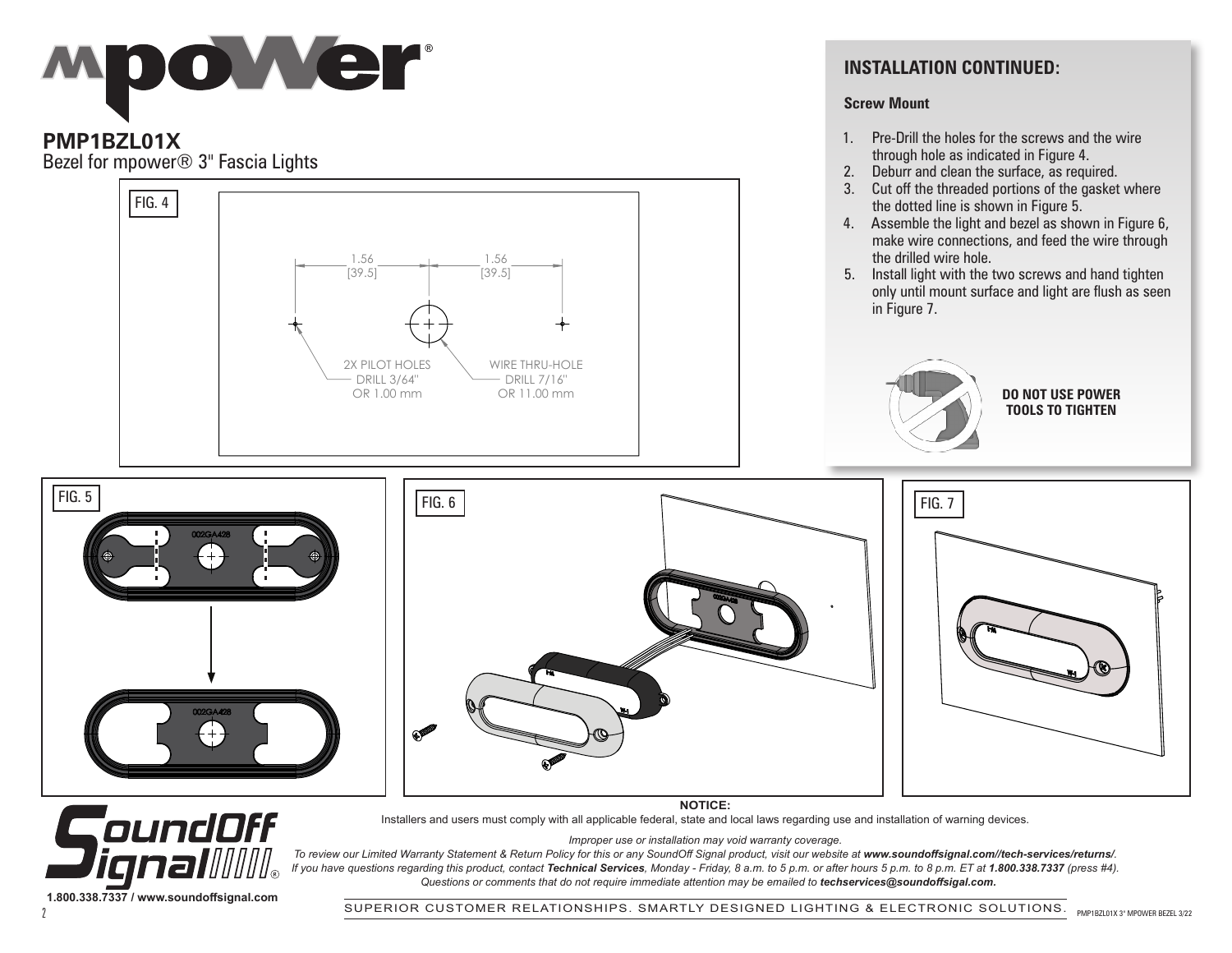# mpower®

## PMP1BZL01X

Bezel for mpower® 3" Fascia Lights

FIG. 4

1.56
[39.5]

1.56
[39.5]

2X PILOT HOLES
DRILL 3/64"
OR 1.00 mm

WIRE THRU-HOLE
DRILL 7/16"
OR 11.00 mm

## INSTALLATION CONTINUED:

### Screw Mount

1. Pre-Drill the holes for the screws and the wire through hole as indicated in Figure 4.
2. Deburr and clean the surface, as required.
3. Cut off the threaded portions of the gasket where the dotted line is shown in Figure 5.
4. Assemble the light and bezel as shown in Figure 6, make wire connections, and feed the wire through the drilled wire hole.
5. Install light with the two screws and hand tighten only until mount surface and light are flush as seen in Figure 7.

**DO NOT USE POWER TOOLS TO TIGHTEN**

FIG. 5

002GA428

FIG. 6

FIG. 7

**NOTICE:**

Installers and users must comply with all applicable federal, state and local laws regarding use and installation of warning devices.

*Improper use or installation may void warranty coverage.*

*To review our Limited Warranty Statement & Return Policy for this or any SoundOff Signal product, visit our website at **www.soundoffsignal.com//tech-services/returns/**.*

*If you have questions regarding this product, contact **Technical Services**, Monday - Friday, 8 a.m. to 5 p.m. or after hours 5 p.m. to 8 p.m. ET at **1.800.338.7337** (press #4).*

*Questions or comments that do not require immediate attention may be emailed to **techservices@soundoffsigal.com**.*

SoundOff Signal®

**1.800.338.7337 / www.soundoffsignal.com**

SUPERIOR CUSTOMER RELATIONSHIPS. SMARTLY DESIGNED LIGHTING & ELECTRONIC SOLUTIONS.

PMP1BZL01X 3" MPOWER BEZEL 3/22